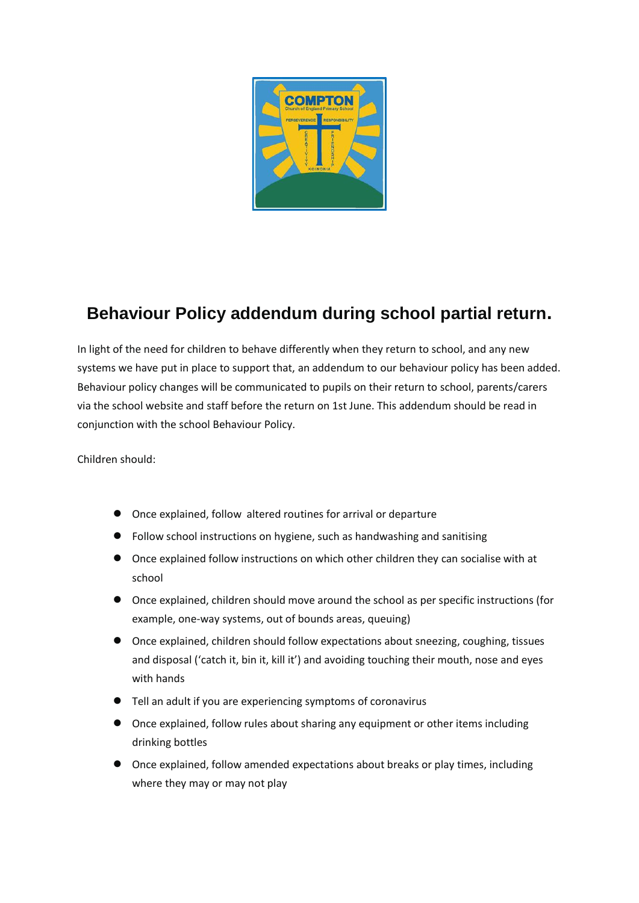# Behaviour Policy addendum during school partial return.

In light of the need for children to behave differently when they return to school, and any new systems we have put in place to support that, an addendum to our behaviour policy has been added. Behaviour policy changes will be communicated to pupils on their return to school, parents/carers via the school website and staff before the return on 1st June. This addendum should be read in conjunction with the school Behaviour Policy.

Children should:

- Once explained, follow altered routines for arrival or departure
- Follow school instructions on hygiene, such as handwashing and sanitising
- Once explained follow instructions on which other children they can socialise with at school
- Once explained, children should move around the school as per specific instructions (for example, one-way systems, out of bounds areas, queuing)
- Once explained, children should follow expectations about sneezing, coughing, tissues and disposal ('catch it, bin it, kill it') and avoiding touching their mouth, nose and eyes with hands
- Tell an adult if you are experiencing symptoms of coronavirus
- Once explained, follow rules about sharing any equipment or other items including drinking bottles
- Once explained, follow amended expectations about breaks or play times, including where they may or may not play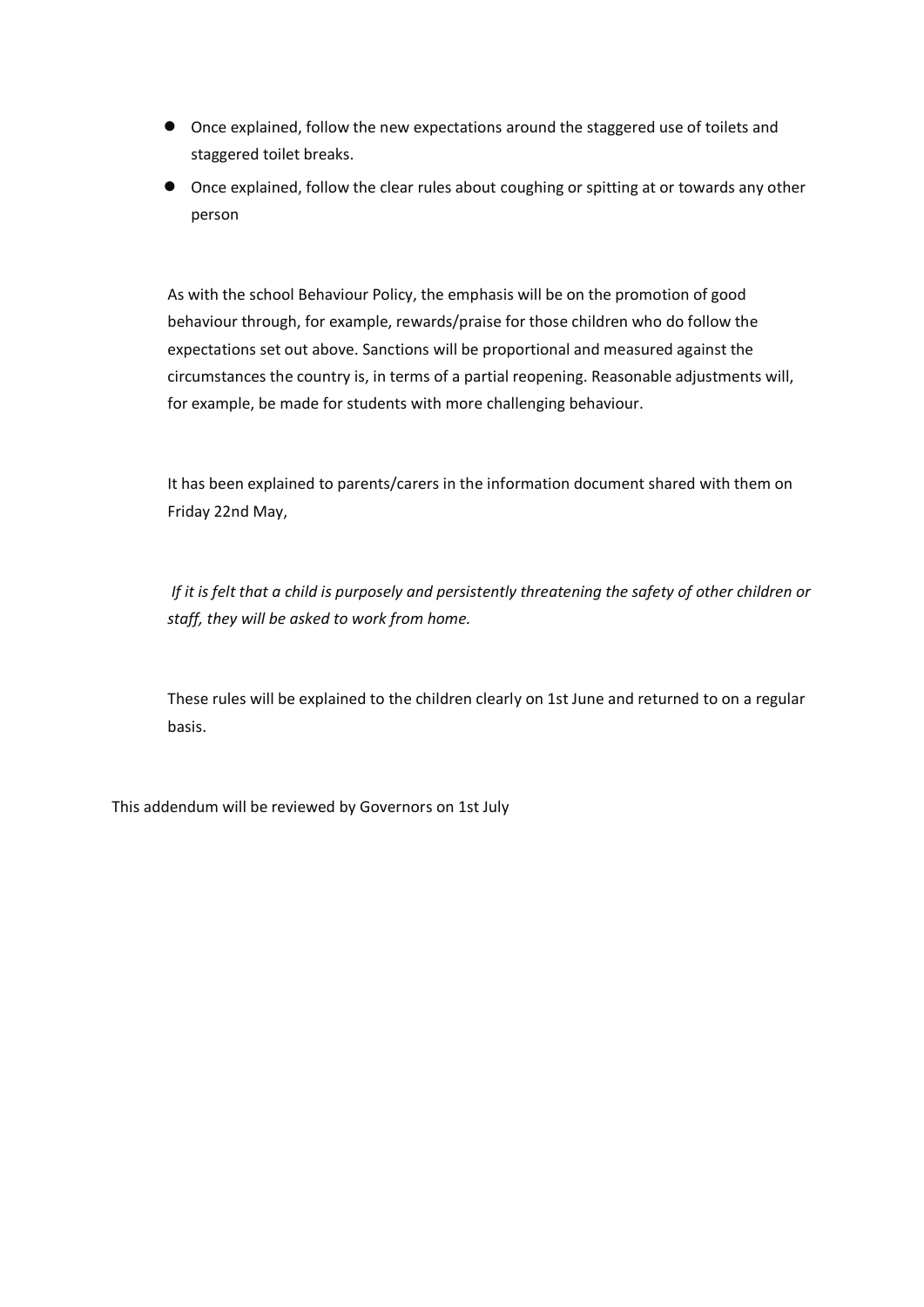- Once explained, follow the new expectations around the staggered use of toilets and staggered toilet breaks.
- Once explained, follow the clear rules about coughing or spitting at or towards any other person

As with the school Behaviour Policy, the emphasis will be on the promotion of good behaviour through, for example, rewards/praise for those children who do follow the expectations set out above. Sanctions will be proportional and measured against the circumstances the country is, in terms of a partial reopening. Reasonable adjustments will, for example, be made for students with more challenging behaviour.

It has been explained to parents/carers in the information document shared with them on Friday 22nd May,

*If it is felt that a child is purposely and persistently threatening the safety of other children or staff, they will be asked to work from home.*

These rules will be explained to the children clearly on 1st June and returned to on a regular basis.

This addendum will be reviewed by Governors on 1st July